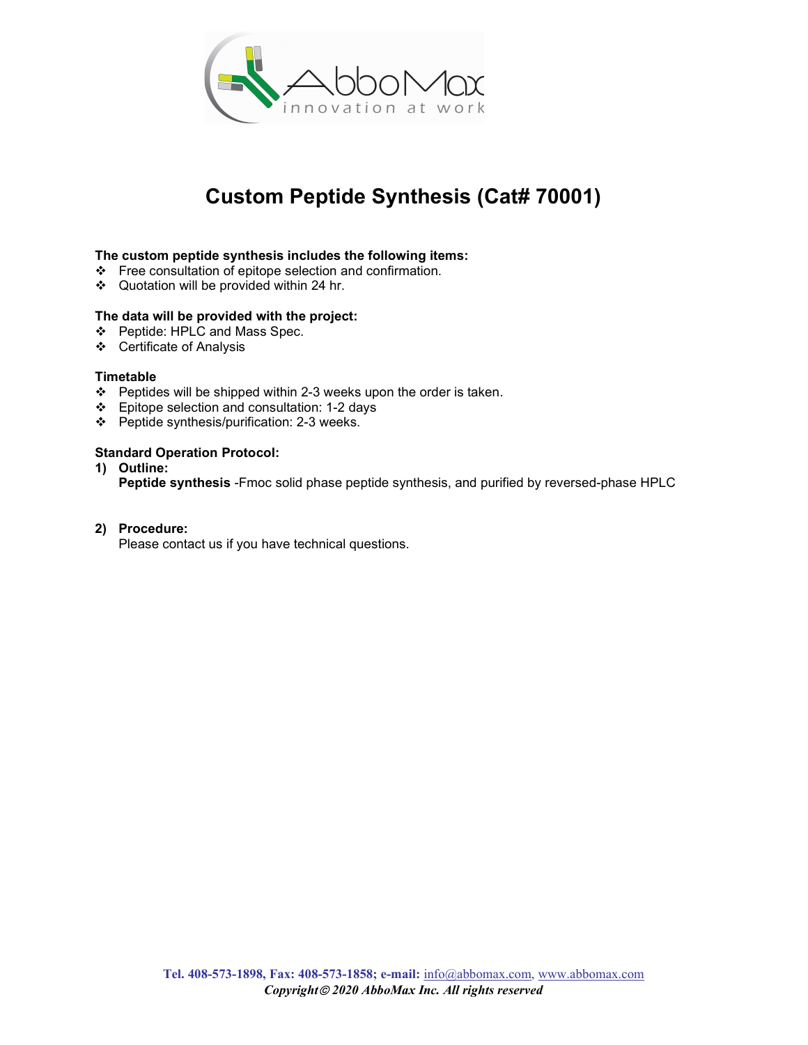# Custom Peptide Synthesis (Cat# 70001)

**The custom peptide synthesis includes the following items:**

- Free consultation of epitope selection and confirmation.
- Quotation will be provided within 24 hr.

**The data will be provided with the project:**

- Peptide: HPLC and Mass Spec.
- Certificate of Analysis

**Timetable**

- Peptides will be shipped within 2-3 weeks upon the order is taken.
- Epitope selection and consultation: 1-2 days
- Peptide synthesis/purification: 2-3 weeks.

**Standard Operation Protocol:**

1) **Outline:**
   **Peptide synthesis** -Fmoc solid phase peptide synthesis, and purified by reversed-phase HPLC

2) **Procedure:**
   Please contact us if you have technical questions.

**Tel. 408-573-1898, Fax: 408-573-1858; e-mail:** info@abbomax.com, www.abbomax.com
***Copyright© 2020 AbboMax Inc. All rights reserved***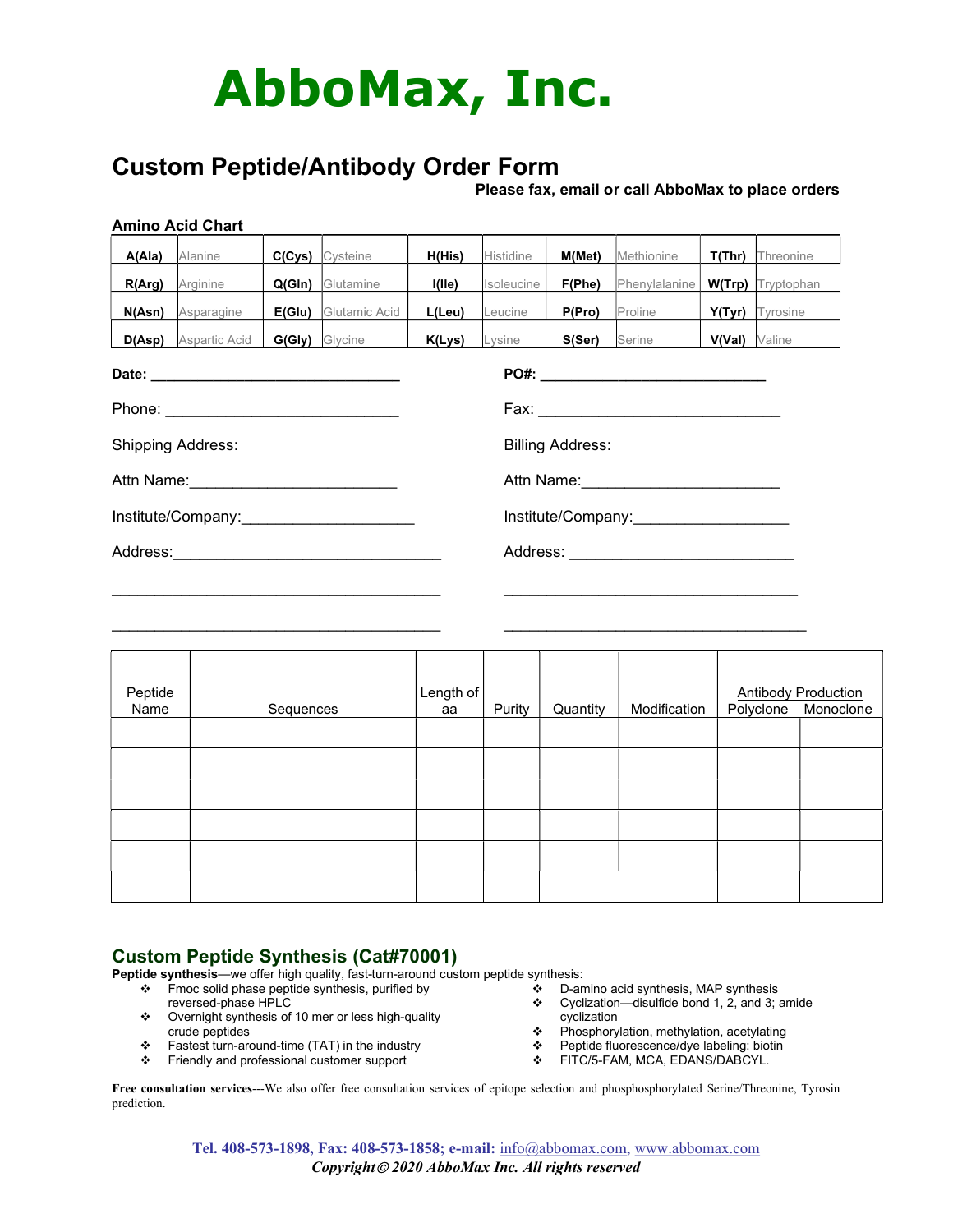# AbboMax, Inc.

## Custom Peptide/Antibody Order Form

**Please fax, email or call AbboMax to place orders**

**Amino Acid Chart**

| | | | | | | | | | |
|---|---|---|---|---|---|---|---|---|---|
| **A(Ala)** | Alanine | **C(Cys)** | Cysteine | **H(His)** | Histidine | **M(Met)** | Methionine | **T(Thr)** | Threonine |
| **R(Arg)** | Arginine | **Q(Gln)** | Glutamine | **I(Ile)** | Isoleucine | **F(Phe)** | Phenylalanine | **W(Trp)** | Tryptophan |
| **N(Asn)** | Asparagine | **E(Glu)** | Glutamic Acid | **L(Leu)** | Leucine | **P(Pro)** | Proline | **Y(Tyr)** | Tyrosine |
| **D(Asp)** | Aspartic Acid | **G(Gly)** | Glycine | **K(Lys)** | Lysine | **S(Ser)** | Serine | **V(Val)** | Valine |

**Date:** ______________________________ **PO#:** ___________________________

Phone: ____________________________ Fax: _____________________________

Shipping Address: Billing Address:

Attn Name:________________________ Attn Name:_______________________

Institute/Company:___________________ Institute/Company:_________________

Address:_______________________________ Address: __________________________

_______________________________________ ___________________________________

_______________________________________ ____________________________________

| Peptide Name | Sequences | Length of aa | Purity | Quantity | Modification | Antibody Production | |
|---|---|---|---|---|---|---|---|
| | | | | | | Polyclone | Monoclone |
| | | | | | | | |
| | | | | | | | |
| | | | | | | | |
| | | | | | | | |
| | | | | | | | |
| | | | | | | | |

## Custom Peptide Synthesis (Cat#70001)

**Peptide synthesis**—we offer high quality, fast-turn-around custom peptide synthesis:

- Fmoc solid phase peptide synthesis, purified by reversed-phase HPLC
- Overnight synthesis of 10 mer or less high-quality crude peptides
- Fastest turn-around-time (TAT) in the industry
- Friendly and professional customer support
- D-amino acid synthesis, MAP synthesis
- Cyclization—disulfide bond 1, 2, and 3; amide cyclization
- Phosphorylation, methylation, acetylating
- Peptide fluorescence/dye labeling: biotin
- FITC/5-FAM, MCA, EDANS/DABCYL.

**Free consultation services**---We also offer free consultation services of epitope selection and phosphosphorylated Serine/Threonine, Tyrosin prediction.

**Tel. 408-573-1898, Fax: 408-573-1858; e-mail:** info@abbomax.com, www.abbomax.com

***Copyright© 2020 AbboMax Inc. All rights reserved***